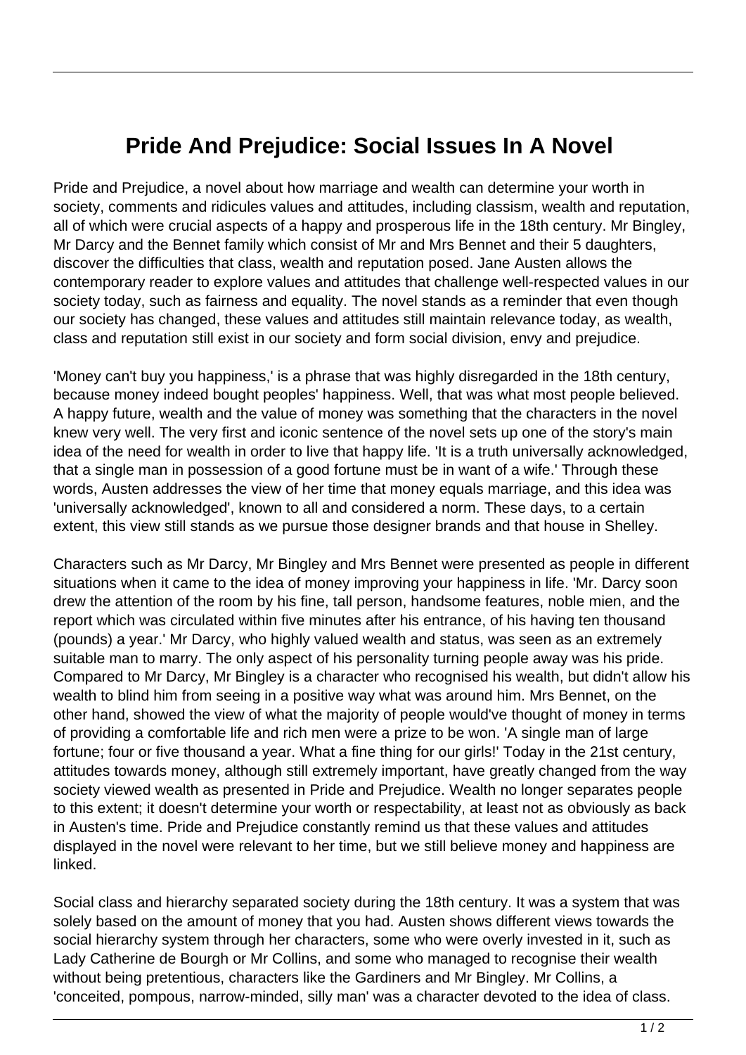# Pride And Prejudice: Social Issues In A Novel

Pride and Prejudice, a novel about how marriage and wealth can determine your worth in society, comments and ridicules values and attitudes, including classism, wealth and reputation, all of which were crucial aspects of a happy and prosperous life in the 18th century. Mr Bingley, Mr Darcy and the Bennet family which consist of Mr and Mrs Bennet and their 5 daughters, discover the difficulties that class, wealth and reputation posed. Jane Austen allows the contemporary reader to explore values and attitudes that challenge well-respected values in our society today, such as fairness and equality. The novel stands as a reminder that even though our society has changed, these values and attitudes still maintain relevance today, as wealth, class and reputation still exist in our society and form social division, envy and prejudice.

'Money can't buy you happiness,' is a phrase that was highly disregarded in the 18th century, because money indeed bought peoples' happiness. Well, that was what most people believed. A happy future, wealth and the value of money was something that the characters in the novel knew very well. The very first and iconic sentence of the novel sets up one of the story's main idea of the need for wealth in order to live that happy life. 'It is a truth universally acknowledged, that a single man in possession of a good fortune must be in want of a wife.' Through these words, Austen addresses the view of her time that money equals marriage, and this idea was 'universally acknowledged', known to all and considered a norm. These days, to a certain extent, this view still stands as we pursue those designer brands and that house in Shelley.

Characters such as Mr Darcy, Mr Bingley and Mrs Bennet were presented as people in different situations when it came to the idea of money improving your happiness in life. 'Mr. Darcy soon drew the attention of the room by his fine, tall person, handsome features, noble mien, and the report which was circulated within five minutes after his entrance, of his having ten thousand (pounds) a year.' Mr Darcy, who highly valued wealth and status, was seen as an extremely suitable man to marry. The only aspect of his personality turning people away was his pride. Compared to Mr Darcy, Mr Bingley is a character who recognised his wealth, but didn't allow his wealth to blind him from seeing in a positive way what was around him. Mrs Bennet, on the other hand, showed the view of what the majority of people would've thought of money in terms of providing a comfortable life and rich men were a prize to be won. 'A single man of large fortune; four or five thousand a year. What a fine thing for our girls!' Today in the 21st century, attitudes towards money, although still extremely important, have greatly changed from the way society viewed wealth as presented in Pride and Prejudice. Wealth no longer separates people to this extent; it doesn't determine your worth or respectability, at least not as obviously as back in Austen's time. Pride and Prejudice constantly remind us that these values and attitudes displayed in the novel were relevant to her time, but we still believe money and happiness are linked.

Social class and hierarchy separated society during the 18th century. It was a system that was solely based on the amount of money that you had. Austen shows different views towards the social hierarchy system through her characters, some who were overly invested in it, such as Lady Catherine de Bourgh or Mr Collins, and some who managed to recognise their wealth without being pretentious, characters like the Gardiners and Mr Bingley. Mr Collins, a 'conceited, pompous, narrow-minded, silly man' was a character devoted to the idea of class.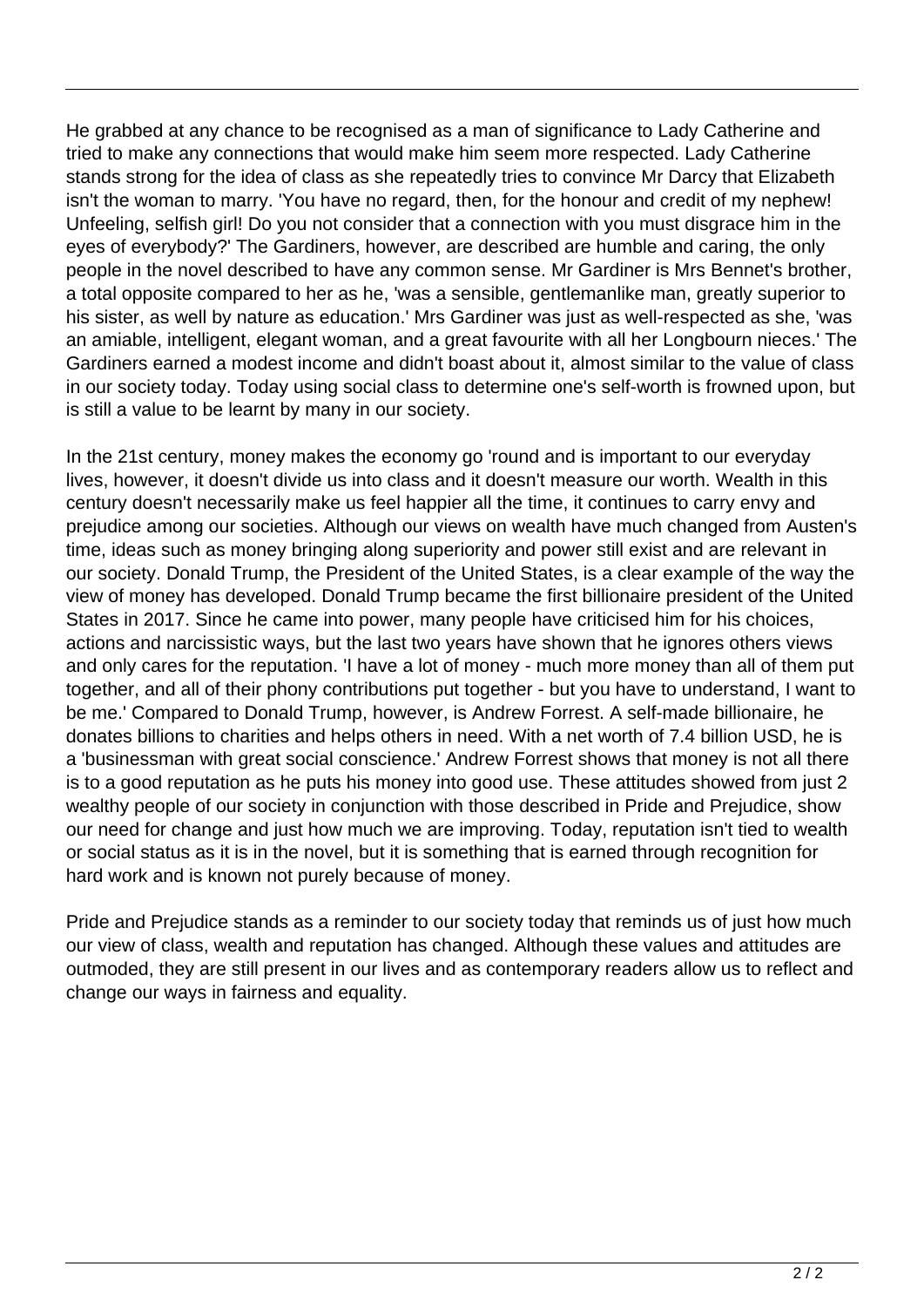He grabbed at any chance to be recognised as a man of significance to Lady Catherine and tried to make any connections that would make him seem more respected. Lady Catherine stands strong for the idea of class as she repeatedly tries to convince Mr Darcy that Elizabeth isn't the woman to marry. 'You have no regard, then, for the honour and credit of my nephew! Unfeeling, selfish girl! Do you not consider that a connection with you must disgrace him in the eyes of everybody?' The Gardiners, however, are described are humble and caring, the only people in the novel described to have any common sense. Mr Gardiner is Mrs Bennet's brother, a total opposite compared to her as he, 'was a sensible, gentlemanlike man, greatly superior to his sister, as well by nature as education.' Mrs Gardiner was just as well-respected as she, 'was an amiable, intelligent, elegant woman, and a great favourite with all her Longbourn nieces.' The Gardiners earned a modest income and didn't boast about it, almost similar to the value of class in our society today. Today using social class to determine one's self-worth is frowned upon, but is still a value to be learnt by many in our society.

In the 21st century, money makes the economy go 'round and is important to our everyday lives, however, it doesn't divide us into class and it doesn't measure our worth. Wealth in this century doesn't necessarily make us feel happier all the time, it continues to carry envy and prejudice among our societies. Although our views on wealth have much changed from Austen's time, ideas such as money bringing along superiority and power still exist and are relevant in our society. Donald Trump, the President of the United States, is a clear example of the way the view of money has developed. Donald Trump became the first billionaire president of the United States in 2017. Since he came into power, many people have criticised him for his choices, actions and narcissistic ways, but the last two years have shown that he ignores others views and only cares for the reputation. 'I have a lot of money - much more money than all of them put together, and all of their phony contributions put together - but you have to understand, I want to be me.' Compared to Donald Trump, however, is Andrew Forrest. A self-made billionaire, he donates billions to charities and helps others in need. With a net worth of 7.4 billion USD, he is a 'businessman with great social conscience.' Andrew Forrest shows that money is not all there is to a good reputation as he puts his money into good use. These attitudes showed from just 2 wealthy people of our society in conjunction with those described in Pride and Prejudice, show our need for change and just how much we are improving. Today, reputation isn't tied to wealth or social status as it is in the novel, but it is something that is earned through recognition for hard work and is known not purely because of money.

Pride and Prejudice stands as a reminder to our society today that reminds us of just how much our view of class, wealth and reputation has changed. Although these values and attitudes are outmoded, they are still present in our lives and as contemporary readers allow us to reflect and change our ways in fairness and equality.